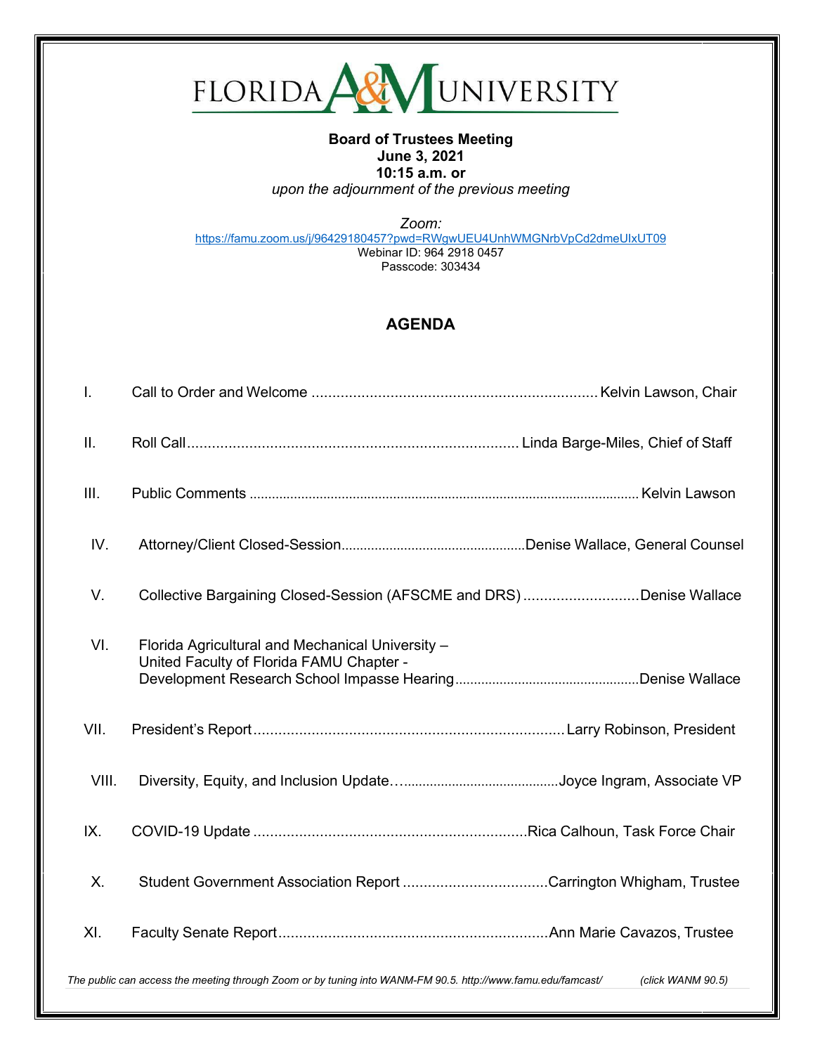# FLORIDA A&M UNIVERSITY

**Board of Trustees Meeting**
**June 3, 2021**
**10:15 a.m. or**
*upon the adjournment of the previous meeting*

*Zoom:*
https://famu.zoom.us/j/96429180457?pwd=RWgwUEU4UnhWMGNrbVpCd2dmeUIxUT09
Webinar ID: 964 2918 0457
Passcode: 303434

## AGENDA

I. Call to Order and Welcome .................... Kelvin Lawson, Chair

II. Roll Call .................... Linda Barge-Miles, Chief of Staff

III. Public Comments .................... Kelvin Lawson

IV. Attorney/Client Closed-Session .................... Denise Wallace, General Counsel

V. Collective Bargaining Closed-Session (AFSCME and DRS) .................... Denise Wallace

VI. Florida Agricultural and Mechanical University – United Faculty of Florida FAMU Chapter - Development Research School Impasse Hearing .................... Denise Wallace

VII. President's Report .................... Larry Robinson, President

VIII. Diversity, Equity, and Inclusion Update .................... Joyce Ingram, Associate VP

IX. COVID-19 Update .................... Rica Calhoun, Task Force Chair

X. Student Government Association Report .................... Carrington Whigham, Trustee

XI. Faculty Senate Report .................... Ann Marie Cavazos, Trustee

*The public can access the meeting through Zoom or by tuning into WANM-FM 90.5. http://www.famu.edu/famcast/ (click WANM 90.5)*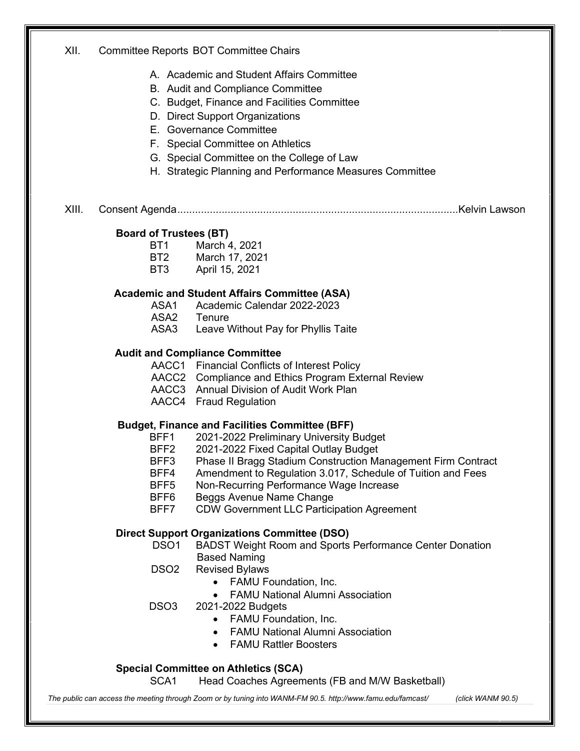XII. Committee Reports BOT Committee Chairs

A. Academic and Student Affairs Committee
B. Audit and Compliance Committee
C. Budget, Finance and Facilities Committee
D. Direct Support Organizations
E. Governance Committee
F. Special Committee on Athletics
G. Special Committee on the College of Law
H. Strategic Planning and Performance Measures Committee

XIII. Consent Agenda..............................................................................................Kelvin Lawson

**Board of Trustees (BT)**

- BT1 March 4, 2021
- BT2 March 17, 2021
- BT3 April 15, 2021

**Academic and Student Affairs Committee (ASA)**

- ASA1 Academic Calendar 2022-2023
- ASA2 Tenure
- ASA3 Leave Without Pay for Phyllis Taite

**Audit and Compliance Committee**

- AACC1 Financial Conflicts of Interest Policy
- AACC2 Compliance and Ethics Program External Review
- AACC3 Annual Division of Audit Work Plan
- AACC4 Fraud Regulation

**Budget, Finance and Facilities Committee (BFF)**

- BFF1 2021-2022 Preliminary University Budget
- BFF2 2021-2022 Fixed Capital Outlay Budget
- BFF3 Phase II Bragg Stadium Construction Management Firm Contract
- BFF4 Amendment to Regulation 3.017, Schedule of Tuition and Fees
- BFF5 Non-Recurring Performance Wage Increase
- BFF6 Beggs Avenue Name Change
- BFF7 CDW Government LLC Participation Agreement

**Direct Support Organizations Committee (DSO)**

- DSO1 BADST Weight Room and Sports Performance Center Donation Based Naming
- DSO2 Revised Bylaws
  - FAMU Foundation, Inc.
  - FAMU National Alumni Association
- DSO3 2021-2022 Budgets
  - FAMU Foundation, Inc.
  - FAMU National Alumni Association
  - FAMU Rattler Boosters

**Special Committee on Athletics (SCA)**

- SCA1 Head Coaches Agreements (FB and M/W Basketball)

*The public can access the meeting through Zoom or by tuning into WANM-FM 90.5. http://www.famu.edu/famcast/ (click WANM 90.5)*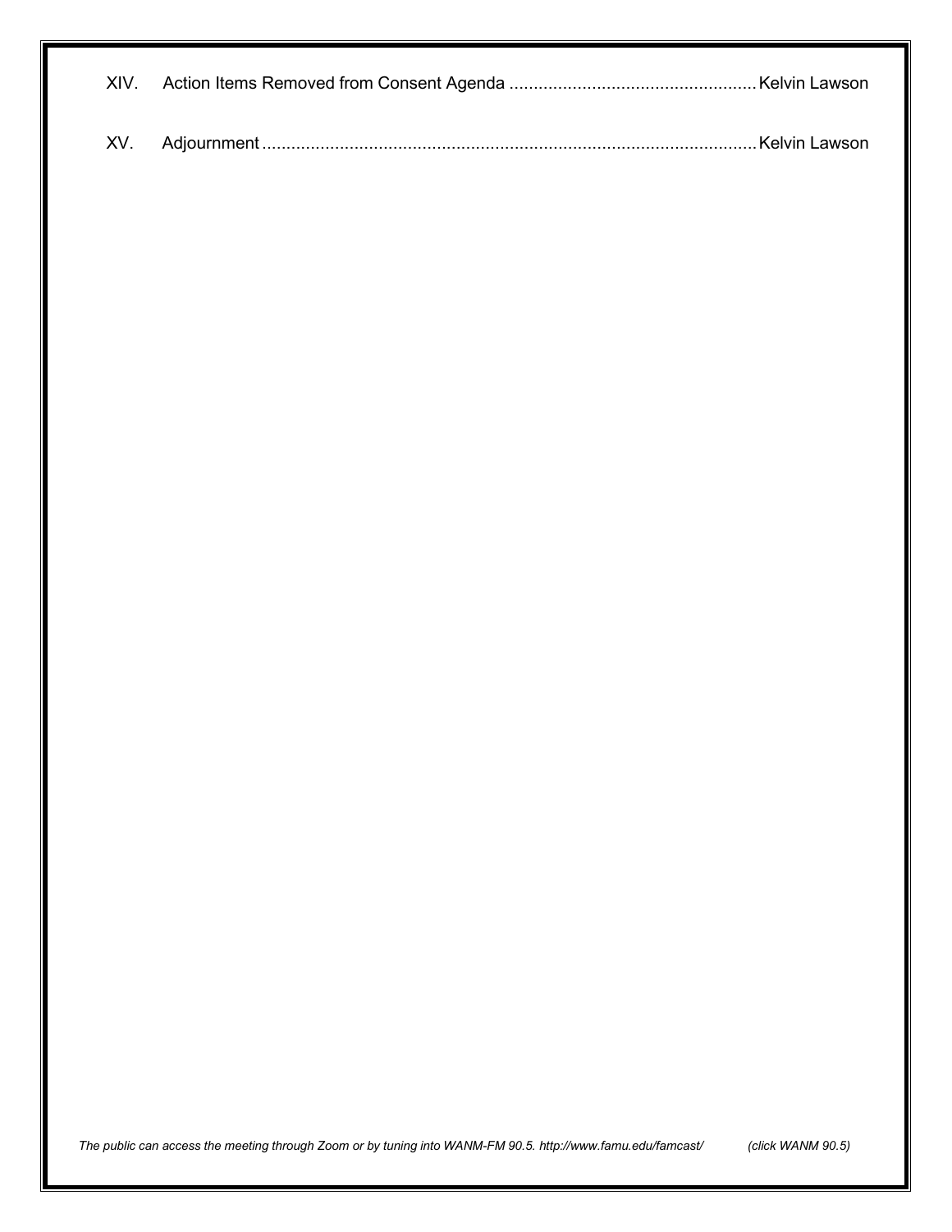XIV. Action Items Removed from Consent Agenda .................................................. Kelvin Lawson

XV. Adjournment ........................................................................................ Kelvin Lawson

*The public can access the meeting through Zoom or by tuning into WANM-FM 90.5. http://www.famu.edu/famcast/ (click WANM 90.5)*